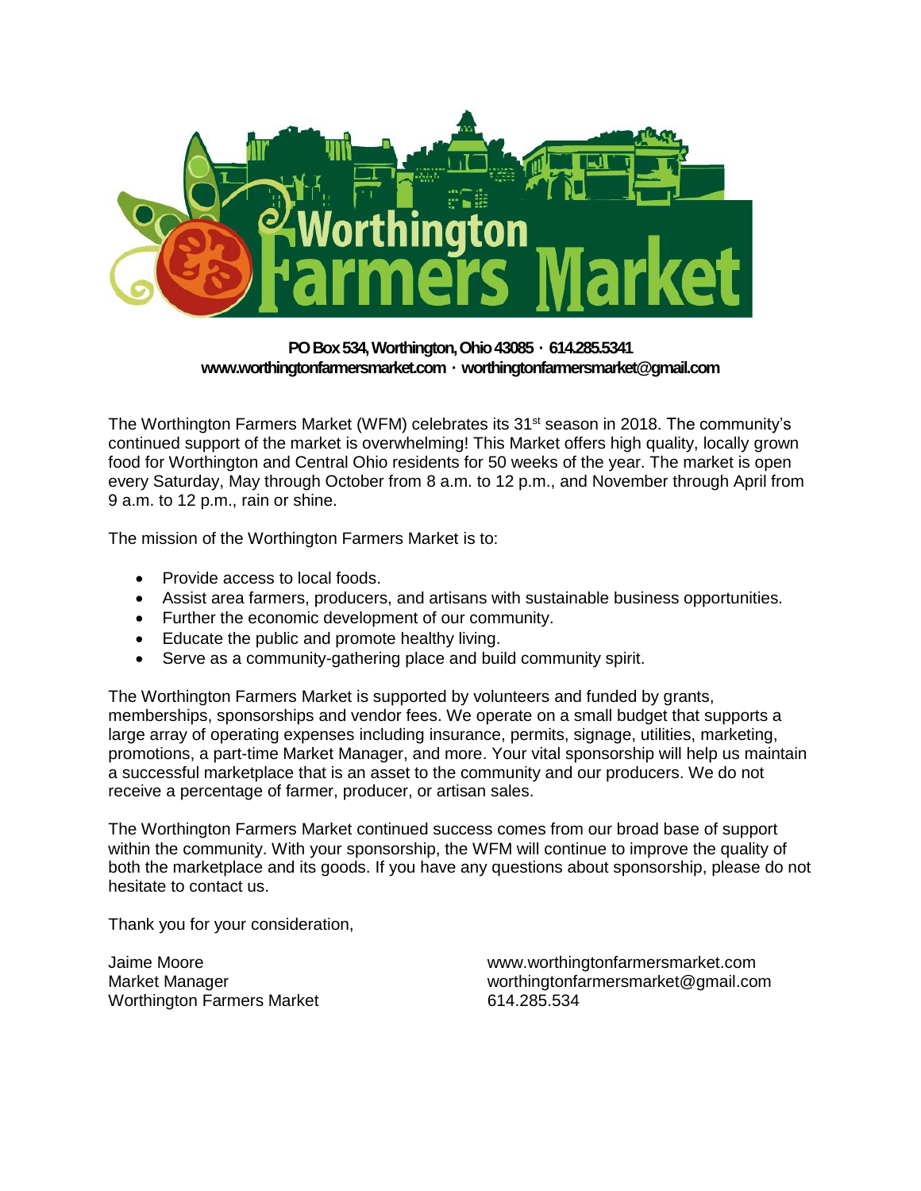# Worthington Farmers Market

**PO Box 534, Worthington, Ohio 43085 · 614.285.5341**
**www.worthingtonfarmersmarket.com · worthingtonfarmersmarket@gmail.com**

The Worthington Farmers Market (WFM) celebrates its 31st season in 2018. The community's continued support of the market is overwhelming! This Market offers high quality, locally grown food for Worthington and Central Ohio residents for 50 weeks of the year. The market is open every Saturday, May through October from 8 a.m. to 12 p.m., and November through April from 9 a.m. to 12 p.m., rain or shine.

The mission of the Worthington Farmers Market is to:

- Provide access to local foods.
- Assist area farmers, producers, and artisans with sustainable business opportunities.
- Further the economic development of our community.
- Educate the public and promote healthy living.
- Serve as a community-gathering place and build community spirit.

The Worthington Farmers Market is supported by volunteers and funded by grants, memberships, sponsorships and vendor fees. We operate on a small budget that supports a large array of operating expenses including insurance, permits, signage, utilities, marketing, promotions, a part-time Market Manager, and more. Your vital sponsorship will help us maintain a successful marketplace that is an asset to the community and our producers. We do not receive a percentage of farmer, producer, or artisan sales.

The Worthington Farmers Market continued success comes from our broad base of support within the community. With your sponsorship, the WFM will continue to improve the quality of both the marketplace and its goods. If you have any questions about sponsorship, please do not hesitate to contact us.

Thank you for your consideration,

Jaime Moore
Market Manager
Worthington Farmers Market

www.worthingtonfarmersmarket.com
worthingtonfarmersmarket@gmail.com
614.285.534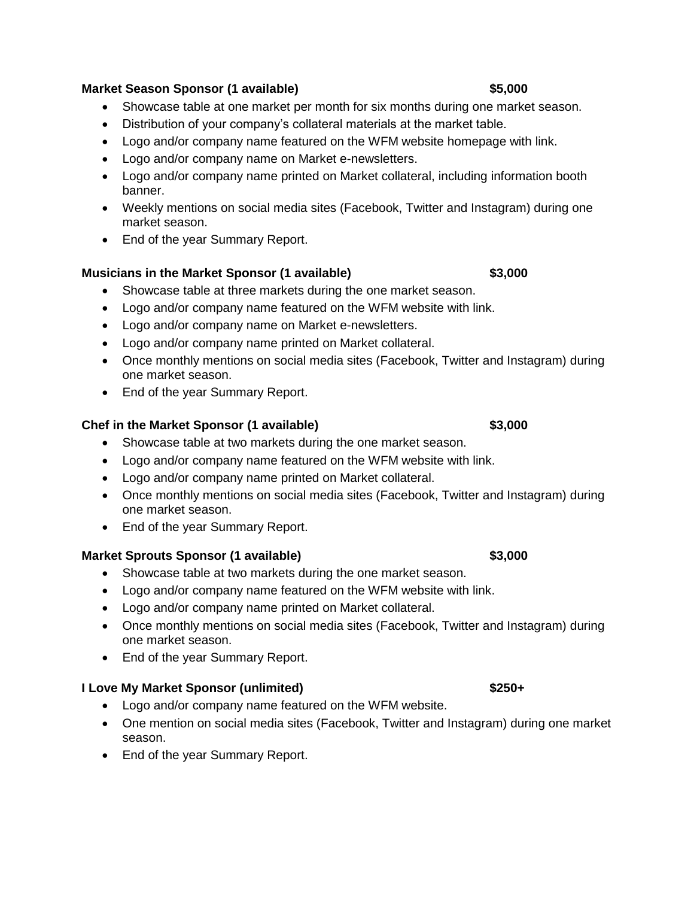**Market Season Sponsor (1 available) $5,000**

- Showcase table at one market per month for six months during one market season.
- Distribution of your company's collateral materials at the market table.
- Logo and/or company name featured on the WFM website homepage with link.
- Logo and/or company name on Market e-newsletters.
- Logo and/or company name printed on Market collateral, including information booth banner.
- Weekly mentions on social media sites (Facebook, Twitter and Instagram) during one market season.
- End of the year Summary Report.

**Musicians in the Market Sponsor (1 available) $3,000**

- Showcase table at three markets during the one market season.
- Logo and/or company name featured on the WFM website with link.
- Logo and/or company name on Market e-newsletters.
- Logo and/or company name printed on Market collateral.
- Once monthly mentions on social media sites (Facebook, Twitter and Instagram) during one market season.
- End of the year Summary Report.

**Chef in the Market Sponsor (1 available) $3,000**

- Showcase table at two markets during the one market season.
- Logo and/or company name featured on the WFM website with link.
- Logo and/or company name printed on Market collateral.
- Once monthly mentions on social media sites (Facebook, Twitter and Instagram) during one market season.
- End of the year Summary Report.

**Market Sprouts Sponsor (1 available) $3,000**

- Showcase table at two markets during the one market season.
- Logo and/or company name featured on the WFM website with link.
- Logo and/or company name printed on Market collateral.
- Once monthly mentions on social media sites (Facebook, Twitter and Instagram) during one market season.
- End of the year Summary Report.

**I Love My Market Sponsor (unlimited) $250+**

- Logo and/or company name featured on the WFM website.
- One mention on social media sites (Facebook, Twitter and Instagram) during one market season.
- End of the year Summary Report.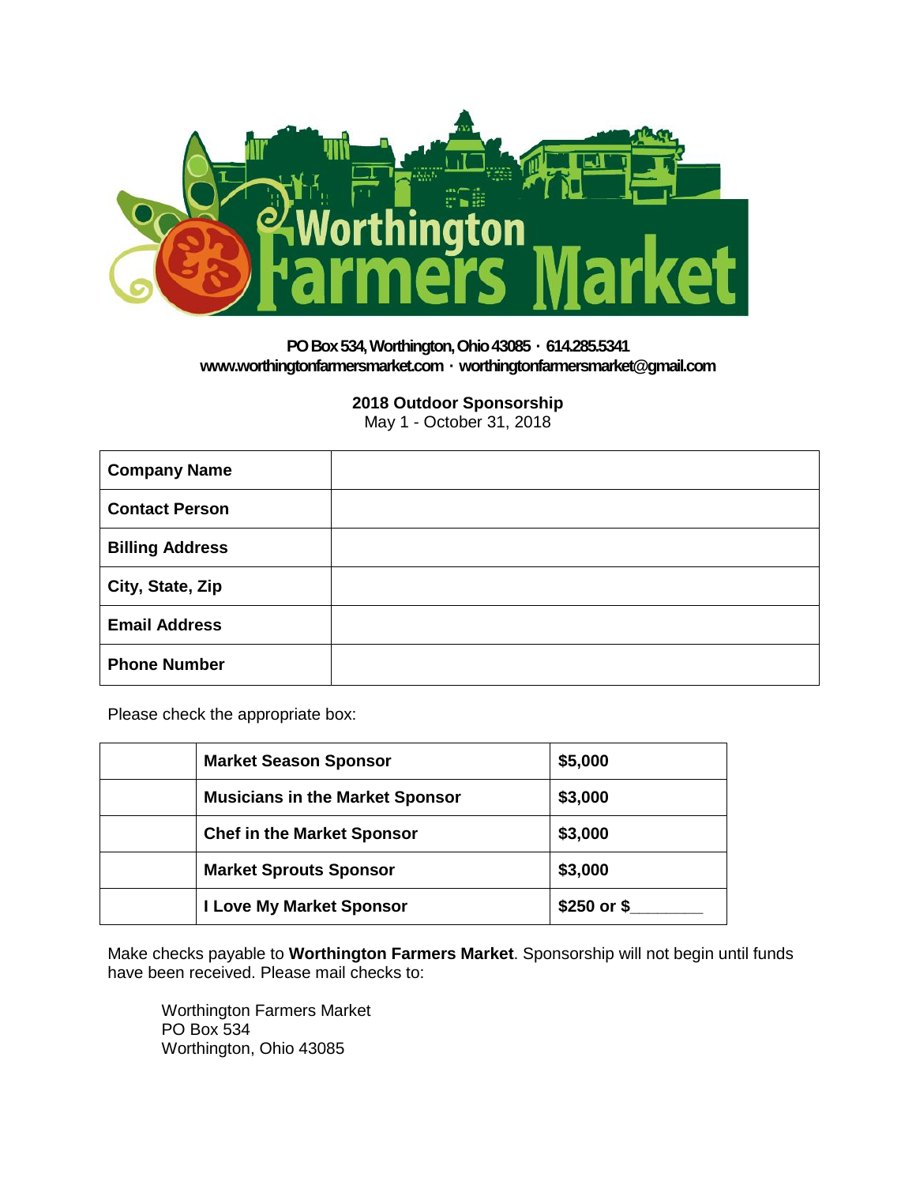# Worthington Farmers Market

**PO Box 534, Worthington, Ohio 43085 · 614.285.5341**
**www.worthingtonfarmersmarket.com · worthingtonfarmersmarket@gmail.com**

**2018 Outdoor Sponsorship**
May 1 - October 31, 2018

| | |
|---|---|
| **Company Name** | |
| **Contact Person** | |
| **Billing Address** | |
| **City, State, Zip** | |
| **Email Address** | |
| **Phone Number** | |

Please check the appropriate box:

| | | |
|---|---|---|
| | **Market Season Sponsor** | **$5,000** |
| | **Musicians in the Market Sponsor** | **$3,000** |
| | **Chef in the Market Sponsor** | **$3,000** |
| | **Market Sprouts Sponsor** | **$3,000** |
| | **I Love My Market Sponsor** | **$250 or $________** |

Make checks payable to **Worthington Farmers Market**. Sponsorship will not begin until funds have been received. Please mail checks to:

Worthington Farmers Market
PO Box 534
Worthington, Ohio 43085